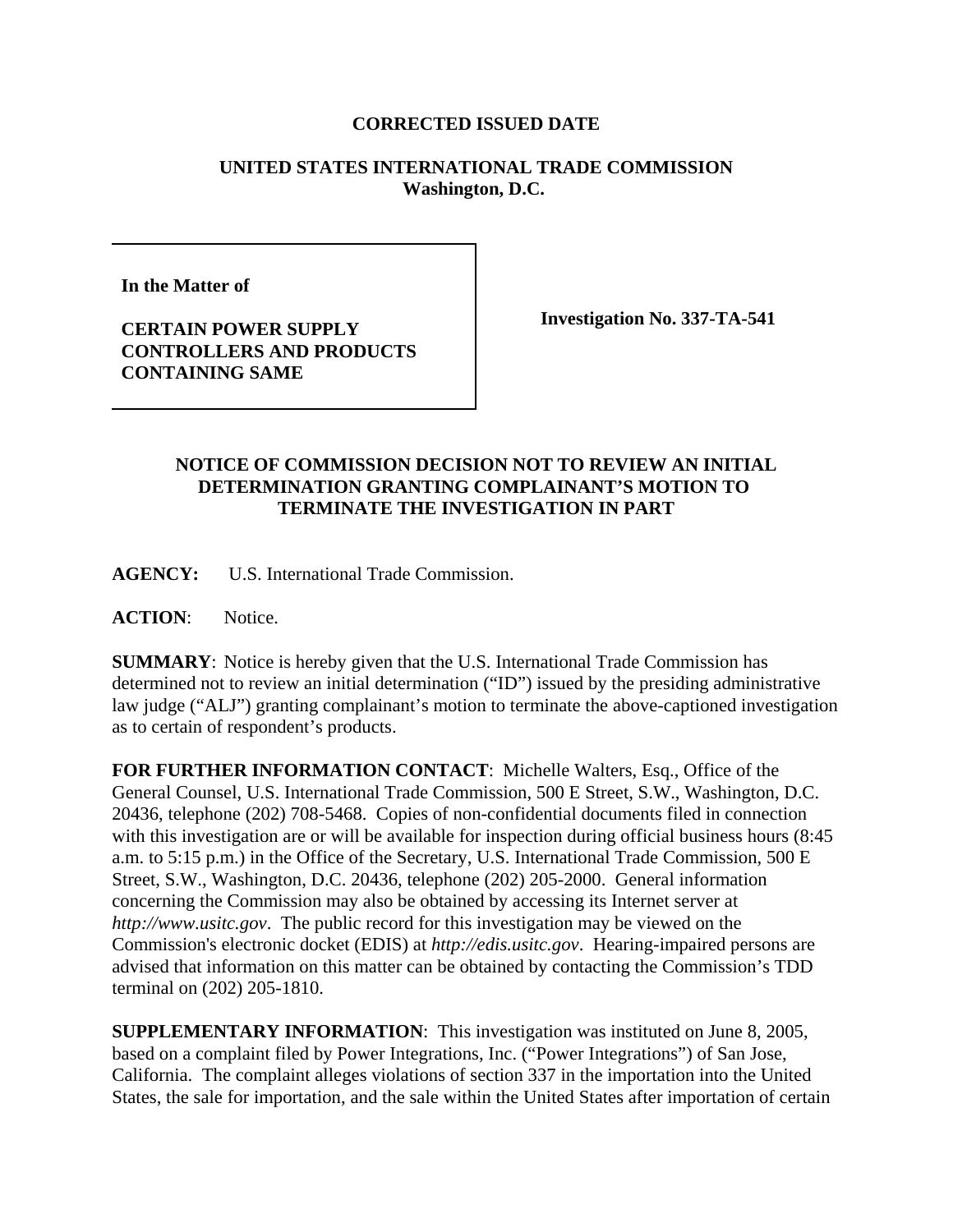**CORRECTED ISSUED DATE**

**UNITED STATES INTERNATIONAL TRADE COMMISSION**
**Washington, D.C.**

| **In the Matter of**<br><br>**CERTAIN POWER SUPPLY CONTROLLERS AND PRODUCTS CONTAINING SAME** | **Investigation No. 337-TA-541** |
|---|---|

**NOTICE OF COMMISSION DECISION NOT TO REVIEW AN INITIAL DETERMINATION GRANTING COMPLAINANT'S MOTION TO TERMINATE THE INVESTIGATION IN PART**

**AGENCY:** U.S. International Trade Commission.

**ACTION**: Notice.

**SUMMARY**: Notice is hereby given that the U.S. International Trade Commission has determined not to review an initial determination ("ID") issued by the presiding administrative law judge ("ALJ") granting complainant's motion to terminate the above-captioned investigation as to certain of respondent's products.

**FOR FURTHER INFORMATION CONTACT**: Michelle Walters, Esq., Office of the General Counsel, U.S. International Trade Commission, 500 E Street, S.W., Washington, D.C. 20436, telephone (202) 708-5468. Copies of non-confidential documents filed in connection with this investigation are or will be available for inspection during official business hours (8:45 a.m. to 5:15 p.m.) in the Office of the Secretary, U.S. International Trade Commission, 500 E Street, S.W., Washington, D.C. 20436, telephone (202) 205-2000. General information concerning the Commission may also be obtained by accessing its Internet server at *http://www.usitc.gov*. The public record for this investigation may be viewed on the Commission's electronic docket (EDIS) at *http://edis.usitc.gov*. Hearing-impaired persons are advised that information on this matter can be obtained by contacting the Commission's TDD terminal on (202) 205-1810.

**SUPPLEMENTARY INFORMATION**: This investigation was instituted on June 8, 2005, based on a complaint filed by Power Integrations, Inc. ("Power Integrations") of San Jose, California. The complaint alleges violations of section 337 in the importation into the United States, the sale for importation, and the sale within the United States after importation of certain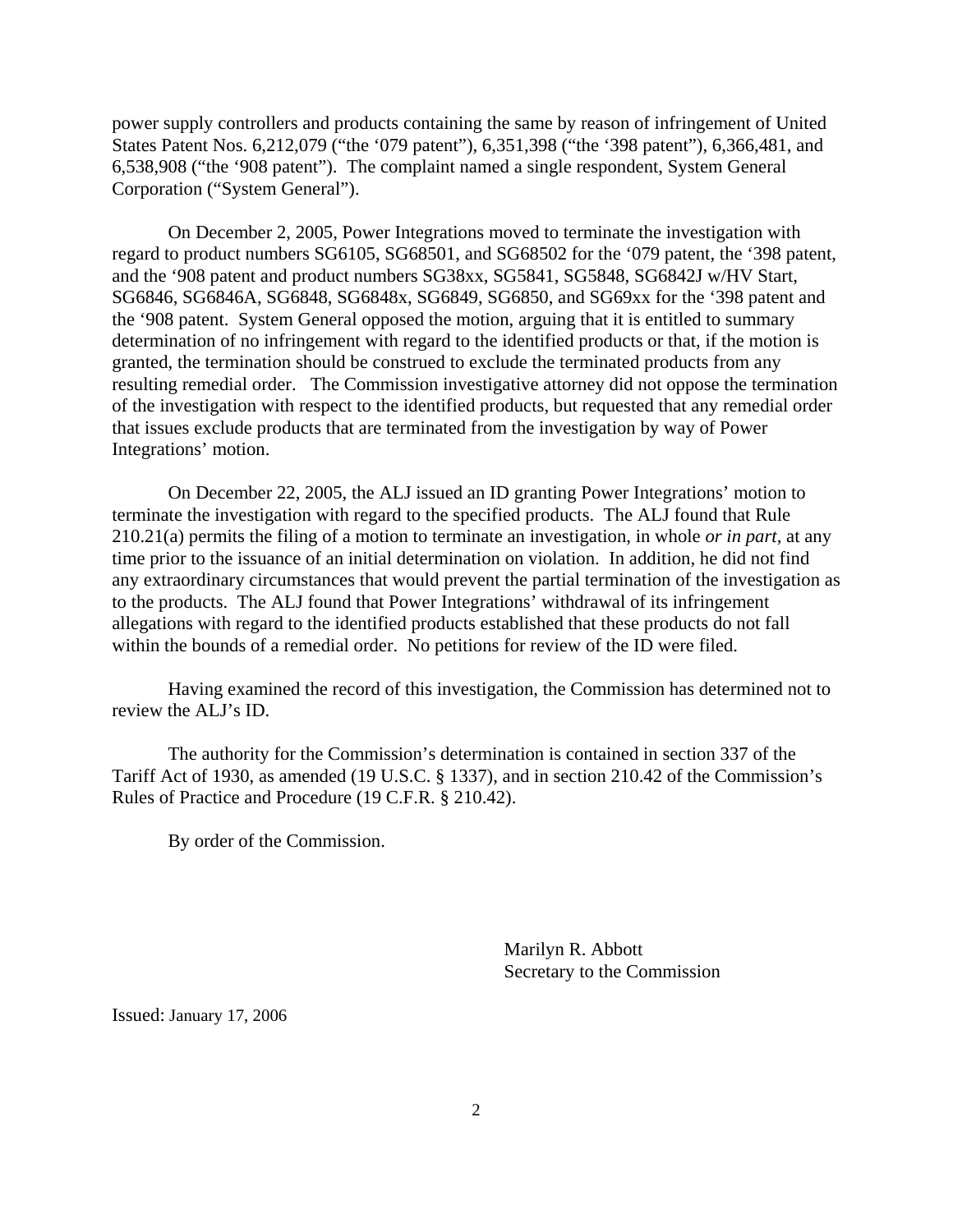power supply controllers and products containing the same by reason of infringement of United States Patent Nos. 6,212,079 ("the '079 patent"), 6,351,398 ("the '398 patent"), 6,366,481, and 6,538,908 ("the '908 patent"). The complaint named a single respondent, System General Corporation ("System General").

On December 2, 2005, Power Integrations moved to terminate the investigation with regard to product numbers SG6105, SG68501, and SG68502 for the '079 patent, the '398 patent, and the '908 patent and product numbers SG38xx, SG5841, SG5848, SG6842J w/HV Start, SG6846, SG6846A, SG6848, SG6848x, SG6849, SG6850, and SG69xx for the '398 patent and the '908 patent. System General opposed the motion, arguing that it is entitled to summary determination of no infringement with regard to the identified products or that, if the motion is granted, the termination should be construed to exclude the terminated products from any resulting remedial order. The Commission investigative attorney did not oppose the termination of the investigation with respect to the identified products, but requested that any remedial order that issues exclude products that are terminated from the investigation by way of Power Integrations' motion.

On December 22, 2005, the ALJ issued an ID granting Power Integrations' motion to terminate the investigation with regard to the specified products. The ALJ found that Rule 210.21(a) permits the filing of a motion to terminate an investigation, in whole *or in part*, at any time prior to the issuance of an initial determination on violation. In addition, he did not find any extraordinary circumstances that would prevent the partial termination of the investigation as to the products. The ALJ found that Power Integrations' withdrawal of its infringement allegations with regard to the identified products established that these products do not fall within the bounds of a remedial order. No petitions for review of the ID were filed.

Having examined the record of this investigation, the Commission has determined not to review the ALJ's ID.

The authority for the Commission's determination is contained in section 337 of the Tariff Act of 1930, as amended (19 U.S.C. § 1337), and in section 210.42 of the Commission's Rules of Practice and Procedure (19 C.F.R. § 210.42).

By order of the Commission.

Marilyn R. Abbott
Secretary to the Commission

Issued: January 17, 2006